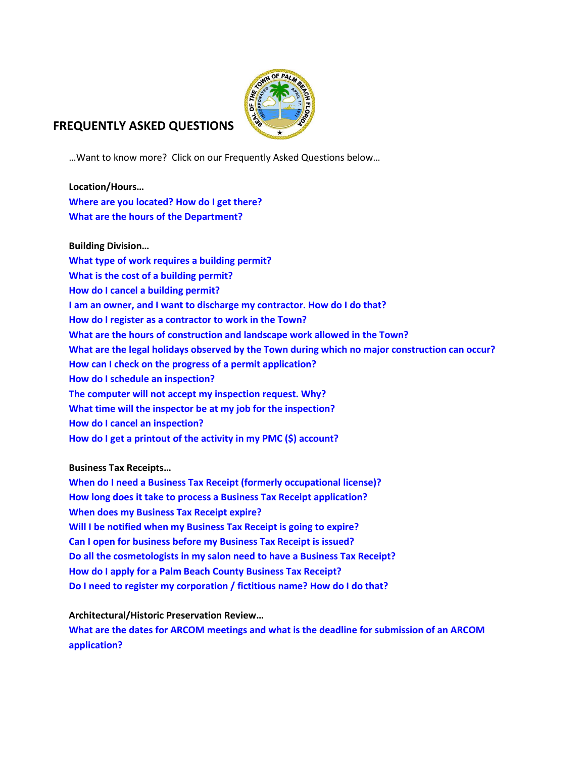# FREQUENTLY ASKED QUESTIONS

…Want to know more? Click on our Frequently Asked Questions below…

**Location/Hours…**

**Where are you located? How do I get there?**
**What are the hours of the Department?**

**Building Division…**

**What type of work requires a building permit?**
**What is the cost of a building permit?**
**How do I cancel a building permit?**
**I am an owner, and I want to discharge my contractor. How do I do that?**
**How do I register as a contractor to work in the Town?**
**What are the hours of construction and landscape work allowed in the Town?**
**What are the legal holidays observed by the Town during which no major construction can occur?**
**How can I check on the progress of a permit application?**
**How do I schedule an inspection?**
**The computer will not accept my inspection request. Why?**
**What time will the inspector be at my job for the inspection?**
**How do I cancel an inspection?**
**How do I get a printout of the activity in my PMC ($) account?**

**Business Tax Receipts…**

**When do I need a Business Tax Receipt (formerly occupational license)?**
**How long does it take to process a Business Tax Receipt application?**
**When does my Business Tax Receipt expire?**
**Will I be notified when my Business Tax Receipt is going to expire?**
**Can I open for business before my Business Tax Receipt is issued?**
**Do all the cosmetologists in my salon need to have a Business Tax Receipt?**
**How do I apply for a Palm Beach County Business Tax Receipt?**
**Do I need to register my corporation / fictitious name? How do I do that?**

**Architectural/Historic Preservation Review…**

**What are the dates for ARCOM meetings and what is the deadline for submission of an ARCOM application?**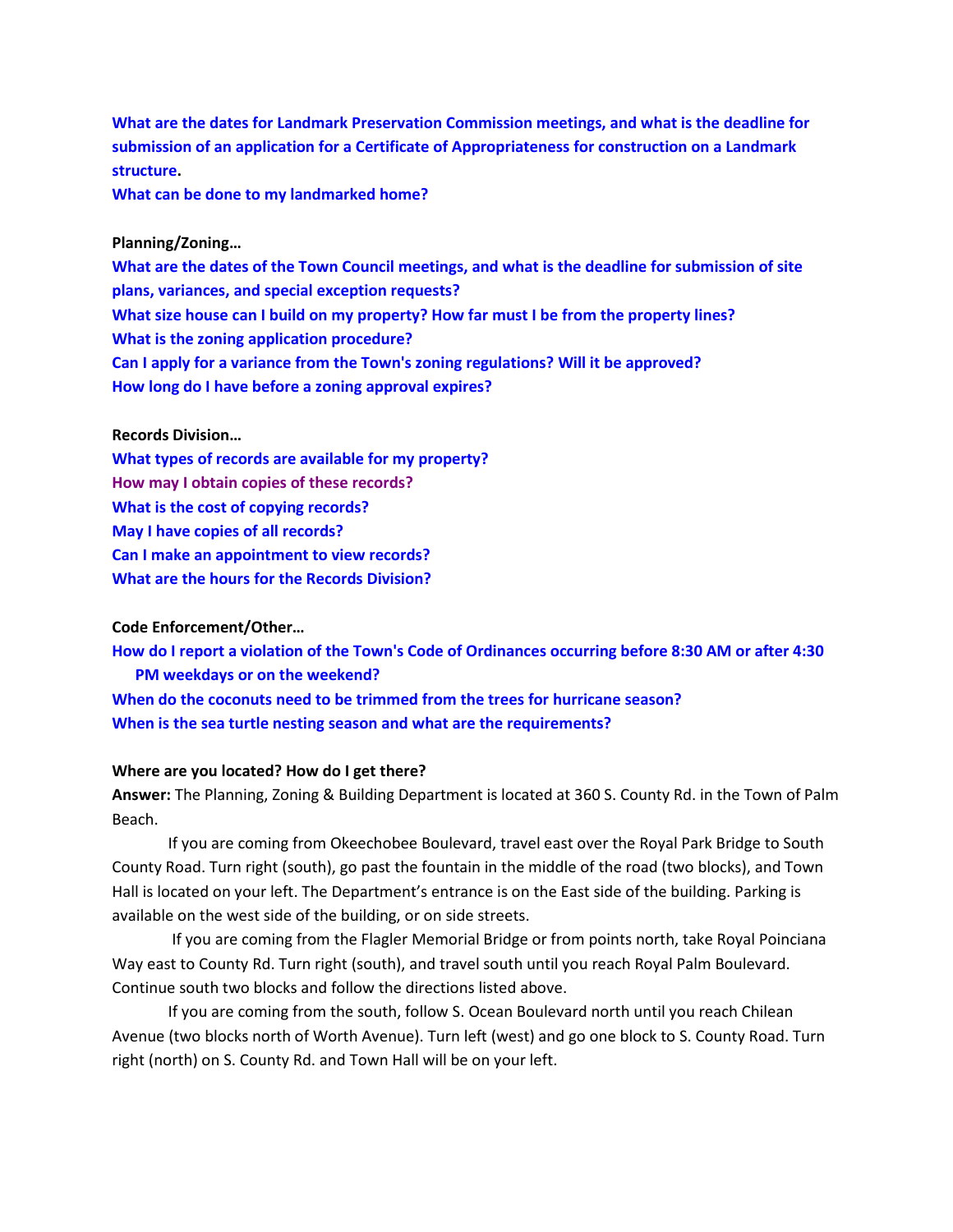**What are the dates for Landmark Preservation Commission meetings, and what is the deadline for submission of an application for a Certificate of Appropriateness for construction on a Landmark structure.**

**What can be done to my landmarked home?**

**Planning/Zoning…**

**What are the dates of the Town Council meetings, and what is the deadline for submission of site plans, variances, and special exception requests?**

**What size house can I build on my property? How far must I be from the property lines?**

**What is the zoning application procedure?**

**Can I apply for a variance from the Town's zoning regulations? Will it be approved?**

**How long do I have before a zoning approval expires?**

**Records Division…**

**What types of records are available for my property?**

**How may I obtain copies of these records?**

**What is the cost of copying records?**

**May I have copies of all records?**

**Can I make an appointment to view records?**

**What are the hours for the Records Division?**

**Code Enforcement/Other…**

**How do I report a violation of the Town's Code of Ordinances occurring before 8:30 AM or after 4:30 PM weekdays or on the weekend?**

**When do the coconuts need to be trimmed from the trees for hurricane season?**

**When is the sea turtle nesting season and what are the requirements?**

**Where are you located? How do I get there?**

**Answer:** The Planning, Zoning & Building Department is located at 360 S. County Rd. in the Town of Palm Beach.

If you are coming from Okeechobee Boulevard, travel east over the Royal Park Bridge to South County Road. Turn right (south), go past the fountain in the middle of the road (two blocks), and Town Hall is located on your left. The Department's entrance is on the East side of the building. Parking is available on the west side of the building, or on side streets.

If you are coming from the Flagler Memorial Bridge or from points north, take Royal Poinciana Way east to County Rd. Turn right (south), and travel south until you reach Royal Palm Boulevard. Continue south two blocks and follow the directions listed above.

If you are coming from the south, follow S. Ocean Boulevard north until you reach Chilean Avenue (two blocks north of Worth Avenue). Turn left (west) and go one block to S. County Road. Turn right (north) on S. County Rd. and Town Hall will be on your left.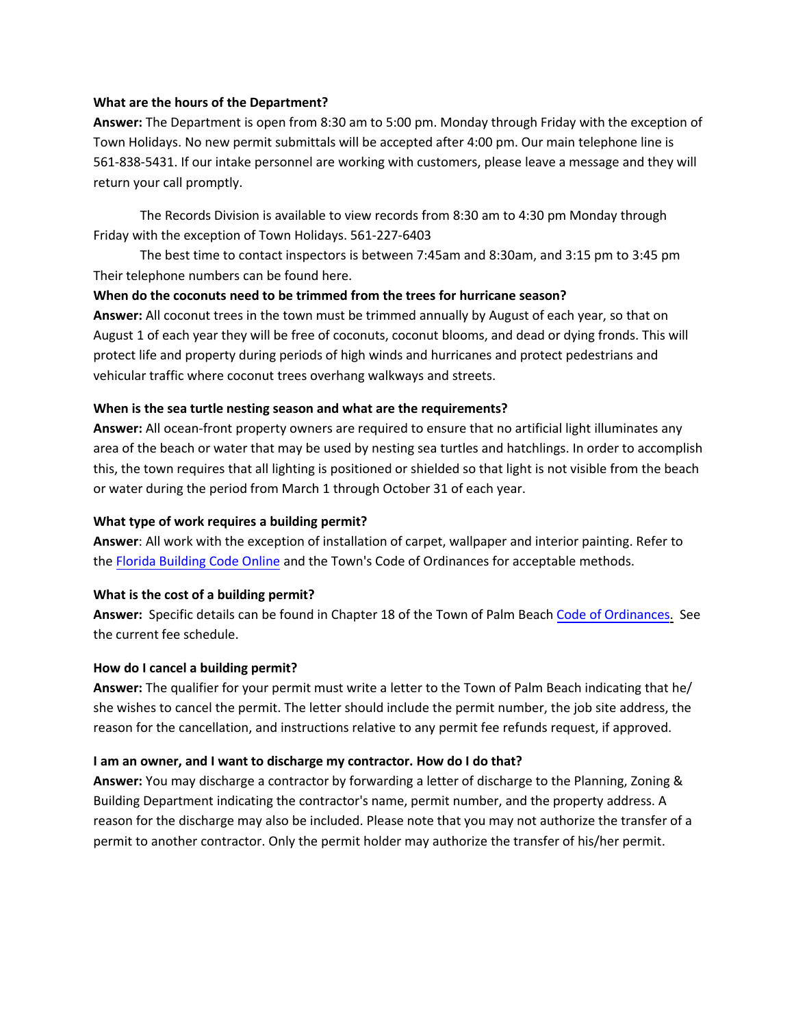**What are the hours of the Department?**

**Answer:** The Department is open from 8:30 am to 5:00 pm. Monday through Friday with the exception of Town Holidays. No new permit submittals will be accepted after 4:00 pm. Our main telephone line is 561-838-5431. If our intake personnel are working with customers, please leave a message and they will return your call promptly.

The Records Division is available to view records from 8:30 am to 4:30 pm Monday through Friday with the exception of Town Holidays. 561-227-6403

The best time to contact inspectors is between 7:45am and 8:30am, and 3:15 pm to 3:45 pm Their telephone numbers can be found here.

**When do the coconuts need to be trimmed from the trees for hurricane season?**

**Answer:** All coconut trees in the town must be trimmed annually by August of each year, so that on August 1 of each year they will be free of coconuts, coconut blooms, and dead or dying fronds. This will protect life and property during periods of high winds and hurricanes and protect pedestrians and vehicular traffic where coconut trees overhang walkways and streets.

**When is the sea turtle nesting season and what are the requirements?**

**Answer:** All ocean-front property owners are required to ensure that no artificial light illuminates any area of the beach or water that may be used by nesting sea turtles and hatchlings. In order to accomplish this, the town requires that all lighting is positioned or shielded so that light is not visible from the beach or water during the period from March 1 through October 31 of each year.

**What type of work requires a building permit?**

**Answer**: All work with the exception of installation of carpet, wallpaper and interior painting. Refer to the Florida Building Code Online and the Town's Code of Ordinances for acceptable methods.

**What is the cost of a building permit?**

**Answer:** Specific details can be found in Chapter 18 of the Town of Palm Beach Code of Ordinances. See the current fee schedule.

**How do I cancel a building permit?**

**Answer:** The qualifier for your permit must write a letter to the Town of Palm Beach indicating that he/ she wishes to cancel the permit. The letter should include the permit number, the job site address, the reason for the cancellation, and instructions relative to any permit fee refunds request, if approved.

**I am an owner, and I want to discharge my contractor. How do I do that?**

**Answer:** You may discharge a contractor by forwarding a letter of discharge to the Planning, Zoning & Building Department indicating the contractor's name, permit number, and the property address. A reason for the discharge may also be included. Please note that you may not authorize the transfer of a permit to another contractor. Only the permit holder may authorize the transfer of his/her permit.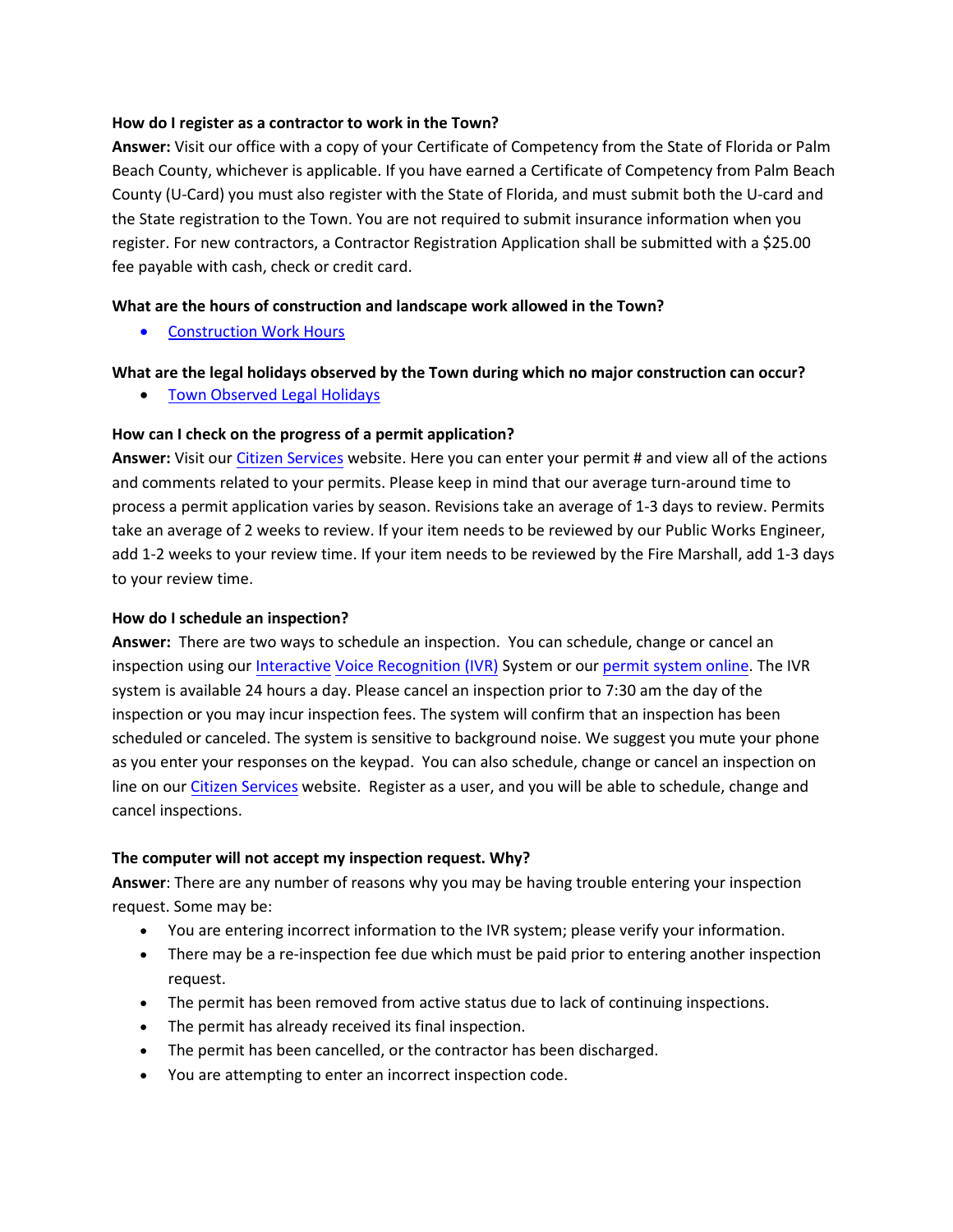**How do I register as a contractor to work in the Town?**

**Answer:** Visit our office with a copy of your Certificate of Competency from the State of Florida or Palm Beach County, whichever is applicable. If you have earned a Certificate of Competency from Palm Beach County (U-Card) you must also register with the State of Florida, and must submit both the U-card and the State registration to the Town. You are not required to submit insurance information when you register. For new contractors, a Contractor Registration Application shall be submitted with a $25.00 fee payable with cash, check or credit card.

**What are the hours of construction and landscape work allowed in the Town?**

- Construction Work Hours

**What are the legal holidays observed by the Town during which no major construction can occur?**

- Town Observed Legal Holidays

**How can I check on the progress of a permit application?**

**Answer:** Visit our Citizen Services website. Here you can enter your permit # and view all of the actions and comments related to your permits. Please keep in mind that our average turn-around time to process a permit application varies by season. Revisions take an average of 1-3 days to review. Permits take an average of 2 weeks to review. If your item needs to be reviewed by our Public Works Engineer, add 1-2 weeks to your review time. If your item needs to be reviewed by the Fire Marshall, add 1-3 days to your review time.

**How do I schedule an inspection?**

**Answer:** There are two ways to schedule an inspection. You can schedule, change or cancel an inspection using our Interactive Voice Recognition (IVR) System or our permit system online. The IVR system is available 24 hours a day. Please cancel an inspection prior to 7:30 am the day of the inspection or you may incur inspection fees. The system will confirm that an inspection has been scheduled or canceled. The system is sensitive to background noise. We suggest you mute your phone as you enter your responses on the keypad. You can also schedule, change or cancel an inspection on line on our Citizen Services website. Register as a user, and you will be able to schedule, change and cancel inspections.

**The computer will not accept my inspection request. Why?**

**Answer**: There are any number of reasons why you may be having trouble entering your inspection request. Some may be:

- You are entering incorrect information to the IVR system; please verify your information.
- There may be a re-inspection fee due which must be paid prior to entering another inspection request.
- The permit has been removed from active status due to lack of continuing inspections.
- The permit has already received its final inspection.
- The permit has been cancelled, or the contractor has been discharged.
- You are attempting to enter an incorrect inspection code.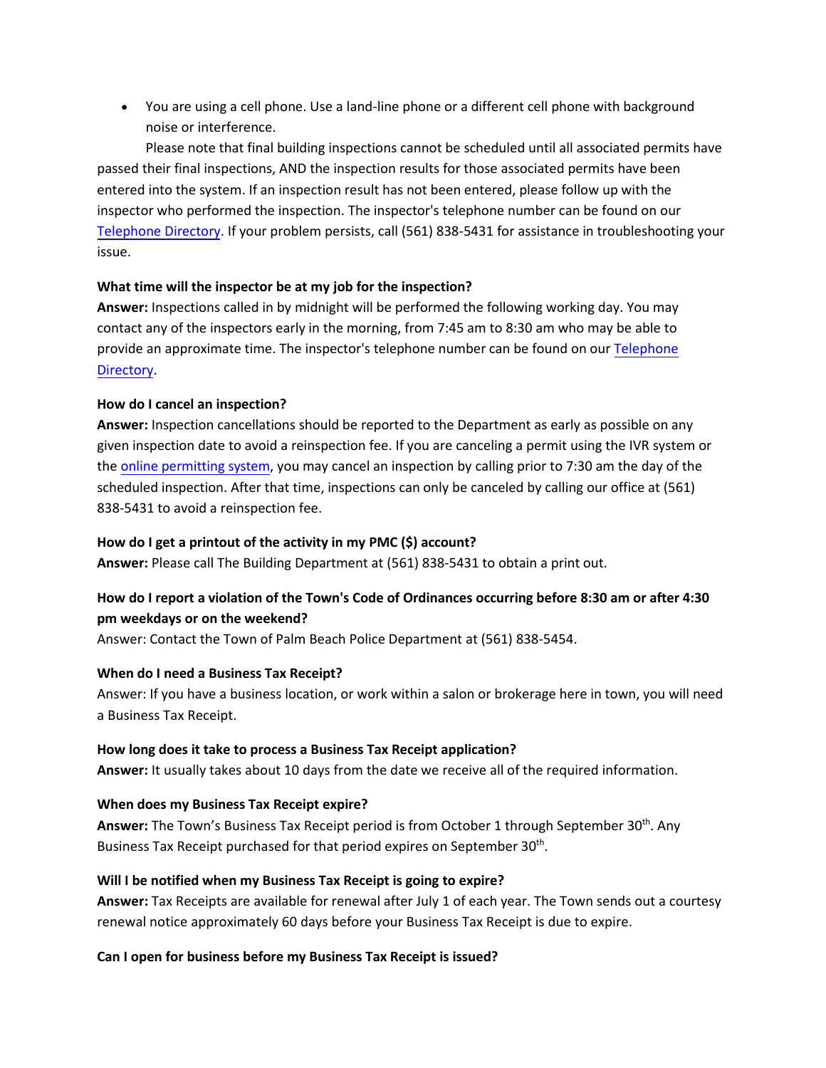- You are using a cell phone. Use a land-line phone or a different cell phone with background noise or interference.

  Please note that final building inspections cannot be scheduled until all associated permits have passed their final inspections, AND the inspection results for those associated permits have been entered into the system. If an inspection result has not been entered, please follow up with the inspector who performed the inspection. The inspector's telephone number can be found on our Telephone Directory. If your problem persists, call (561) 838-5431 for assistance in troubleshooting your issue.

**What time will the inspector be at my job for the inspection?**
**Answer:** Inspections called in by midnight will be performed the following working day. You may contact any of the inspectors early in the morning, from 7:45 am to 8:30 am who may be able to provide an approximate time. The inspector's telephone number can be found on our Telephone Directory.

**How do I cancel an inspection?**
**Answer:** Inspection cancellations should be reported to the Department as early as possible on any given inspection date to avoid a reinspection fee. If you are canceling a permit using the IVR system or the online permitting system, you may cancel an inspection by calling prior to 7:30 am the day of the scheduled inspection. After that time, inspections can only be canceled by calling our office at (561) 838-5431 to avoid a reinspection fee.

**How do I get a printout of the activity in my PMC ($) account?**
**Answer:** Please call The Building Department at (561) 838-5431 to obtain a print out.

**How do I report a violation of the Town's Code of Ordinances occurring before 8:30 am or after 4:30 pm weekdays or on the weekend?**
Answer: Contact the Town of Palm Beach Police Department at (561) 838-5454.

**When do I need a Business Tax Receipt?**
Answer: If you have a business location, or work within a salon or brokerage here in town, you will need a Business Tax Receipt.

**How long does it take to process a Business Tax Receipt application?**
**Answer:** It usually takes about 10 days from the date we receive all of the required information.

**When does my Business Tax Receipt expire?**
**Answer:** The Town's Business Tax Receipt period is from October 1 through September 30th. Any Business Tax Receipt purchased for that period expires on September 30th.

**Will I be notified when my Business Tax Receipt is going to expire?**
**Answer:** Tax Receipts are available for renewal after July 1 of each year. The Town sends out a courtesy renewal notice approximately 60 days before your Business Tax Receipt is due to expire.

**Can I open for business before my Business Tax Receipt is issued?**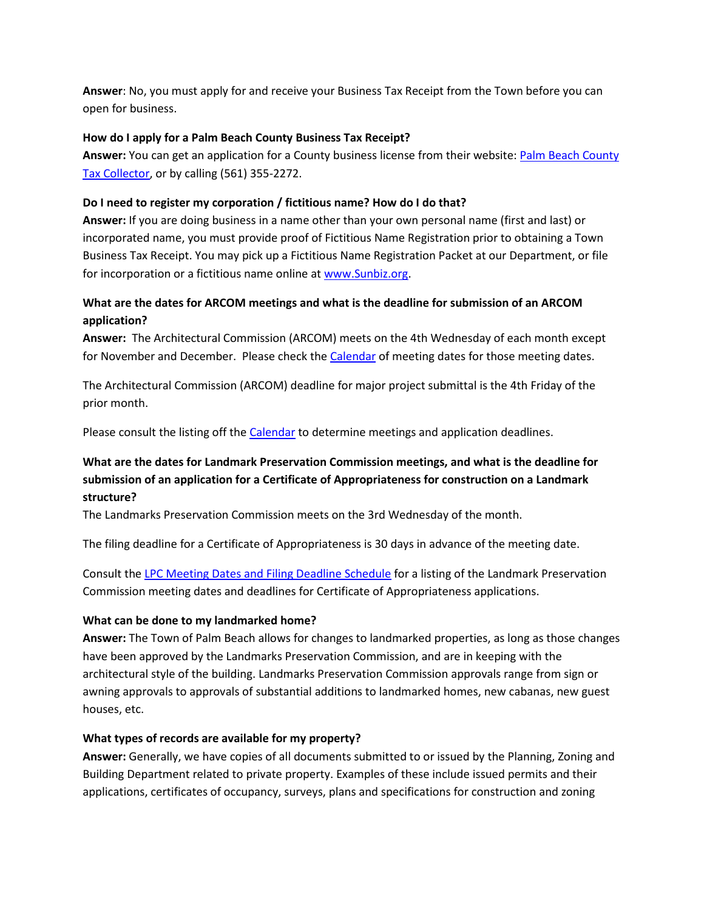**Answer**: No, you must apply for and receive your Business Tax Receipt from the Town before you can open for business.

**How do I apply for a Palm Beach County Business Tax Receipt?**
**Answer:** You can get an application for a County business license from their website: Palm Beach County Tax Collector, or by calling (561) 355-2272.

**Do I need to register my corporation / fictitious name? How do I do that?**
**Answer:** If you are doing business in a name other than your own personal name (first and last) or incorporated name, you must provide proof of Fictitious Name Registration prior to obtaining a Town Business Tax Receipt. You may pick up a Fictitious Name Registration Packet at our Department, or file for incorporation or a fictitious name online at www.Sunbiz.org.

**What are the dates for ARCOM meetings and what is the deadline for submission of an ARCOM application?**
**Answer:** The Architectural Commission (ARCOM) meets on the 4th Wednesday of each month except for November and December. Please check the Calendar of meeting dates for those meeting dates.

The Architectural Commission (ARCOM) deadline for major project submittal is the 4th Friday of the prior month.

Please consult the listing off the Calendar to determine meetings and application deadlines.

**What are the dates for Landmark Preservation Commission meetings, and what is the deadline for submission of an application for a Certificate of Appropriateness for construction on a Landmark structure?**
The Landmarks Preservation Commission meets on the 3rd Wednesday of the month.

The filing deadline for a Certificate of Appropriateness is 30 days in advance of the meeting date.

Consult the LPC Meeting Dates and Filing Deadline Schedule for a listing of the Landmark Preservation Commission meeting dates and deadlines for Certificate of Appropriateness applications.

**What can be done to my landmarked home?**
**Answer:** The Town of Palm Beach allows for changes to landmarked properties, as long as those changes have been approved by the Landmarks Preservation Commission, and are in keeping with the architectural style of the building. Landmarks Preservation Commission approvals range from sign or awning approvals to approvals of substantial additions to landmarked homes, new cabanas, new guest houses, etc.

**What types of records are available for my property?**
**Answer:** Generally, we have copies of all documents submitted to or issued by the Planning, Zoning and Building Department related to private property. Examples of these include issued permits and their applications, certificates of occupancy, surveys, plans and specifications for construction and zoning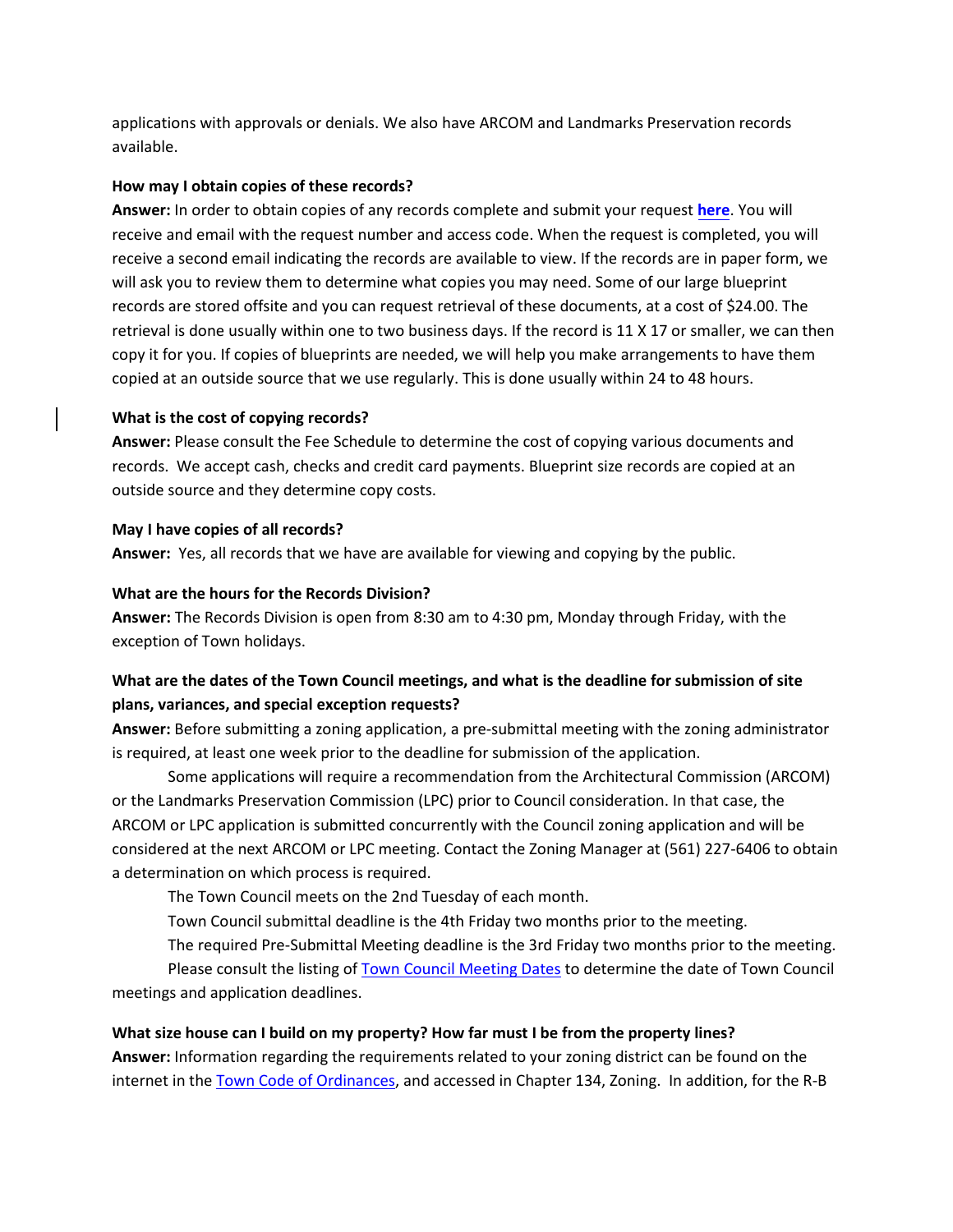applications with approvals or denials. We also have ARCOM and Landmarks Preservation records available.

**How may I obtain copies of these records?**
**Answer:** In order to obtain copies of any records complete and submit your request **here**. You will receive and email with the request number and access code. When the request is completed, you will receive a second email indicating the records are available to view. If the records are in paper form, we will ask you to review them to determine what copies you may need. Some of our large blueprint records are stored offsite and you can request retrieval of these documents, at a cost of $24.00. The retrieval is done usually within one to two business days. If the record is 11 X 17 or smaller, we can then copy it for you. If copies of blueprints are needed, we will help you make arrangements to have them copied at an outside source that we use regularly. This is done usually within 24 to 48 hours.

**What is the cost of copying records?**
**Answer:** Please consult the Fee Schedule to determine the cost of copying various documents and records. We accept cash, checks and credit card payments. Blueprint size records are copied at an outside source and they determine copy costs.

**May I have copies of all records?**
**Answer:** Yes, all records that we have are available for viewing and copying by the public.

**What are the hours for the Records Division?**
**Answer:** The Records Division is open from 8:30 am to 4:30 pm, Monday through Friday, with the exception of Town holidays.

**What are the dates of the Town Council meetings, and what is the deadline for submission of site plans, variances, and special exception requests?**
**Answer:** Before submitting a zoning application, a pre-submittal meeting with the zoning administrator is required, at least one week prior to the deadline for submission of the application.

Some applications will require a recommendation from the Architectural Commission (ARCOM) or the Landmarks Preservation Commission (LPC) prior to Council consideration. In that case, the ARCOM or LPC application is submitted concurrently with the Council zoning application and will be considered at the next ARCOM or LPC meeting. Contact the Zoning Manager at (561) 227-6406 to obtain a determination on which process is required.

The Town Council meets on the 2nd Tuesday of each month.

Town Council submittal deadline is the 4th Friday two months prior to the meeting.

The required Pre-Submittal Meeting deadline is the 3rd Friday two months prior to the meeting.

Please consult the listing of Town Council Meeting Dates to determine the date of Town Council meetings and application deadlines.

**What size house can I build on my property? How far must I be from the property lines?**
**Answer:** Information regarding the requirements related to your zoning district can be found on the internet in the Town Code of Ordinances, and accessed in Chapter 134, Zoning. In addition, for the R-B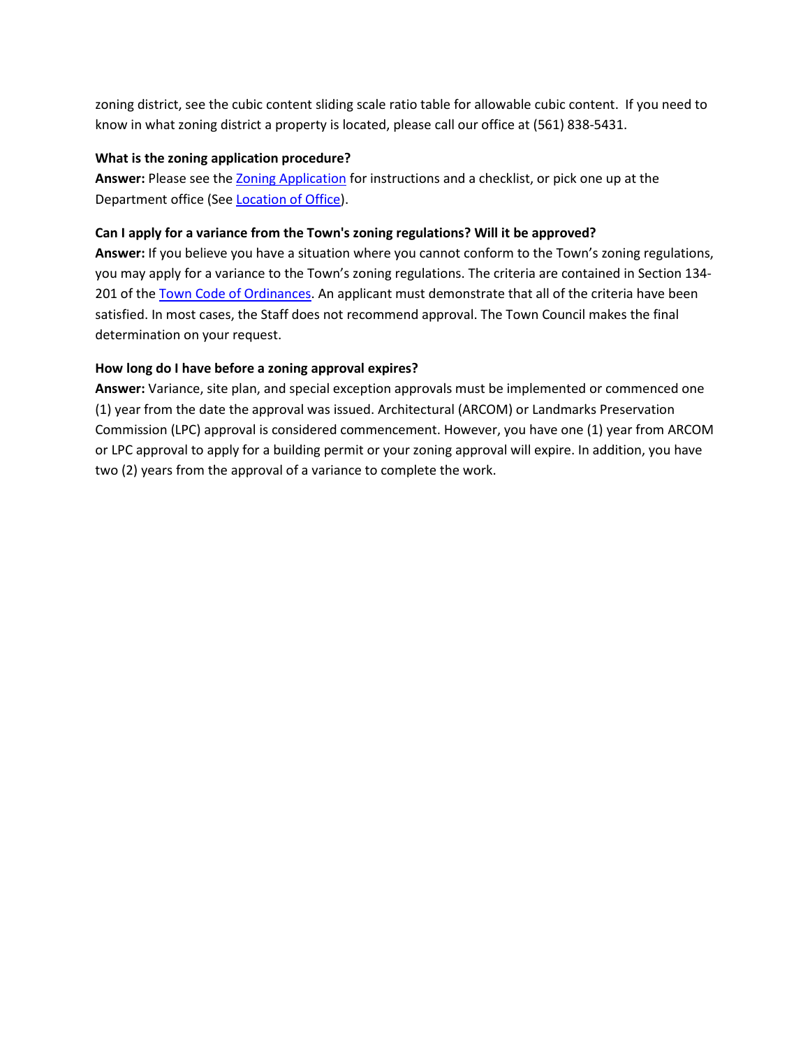zoning district, see the cubic content sliding scale ratio table for allowable cubic content. If you need to know in what zoning district a property is located, please call our office at (561) 838-5431.

**What is the zoning application procedure?**
**Answer:** Please see the [Zoning Application]() for instructions and a checklist, or pick one up at the Department office (See [Location of Office]()).

**Can I apply for a variance from the Town's zoning regulations? Will it be approved?**
**Answer:** If you believe you have a situation where you cannot conform to the Town's zoning regulations, you may apply for a variance to the Town's zoning regulations. The criteria are contained in Section 134-201 of the [Town Code of Ordinances](). An applicant must demonstrate that all of the criteria have been satisfied. In most cases, the Staff does not recommend approval. The Town Council makes the final determination on your request.

**How long do I have before a zoning approval expires?**
**Answer:** Variance, site plan, and special exception approvals must be implemented or commenced one (1) year from the date the approval was issued. Architectural (ARCOM) or Landmarks Preservation Commission (LPC) approval is considered commencement. However, you have one (1) year from ARCOM or LPC approval to apply for a building permit or your zoning approval will expire. In addition, you have two (2) years from the approval of a variance to complete the work.